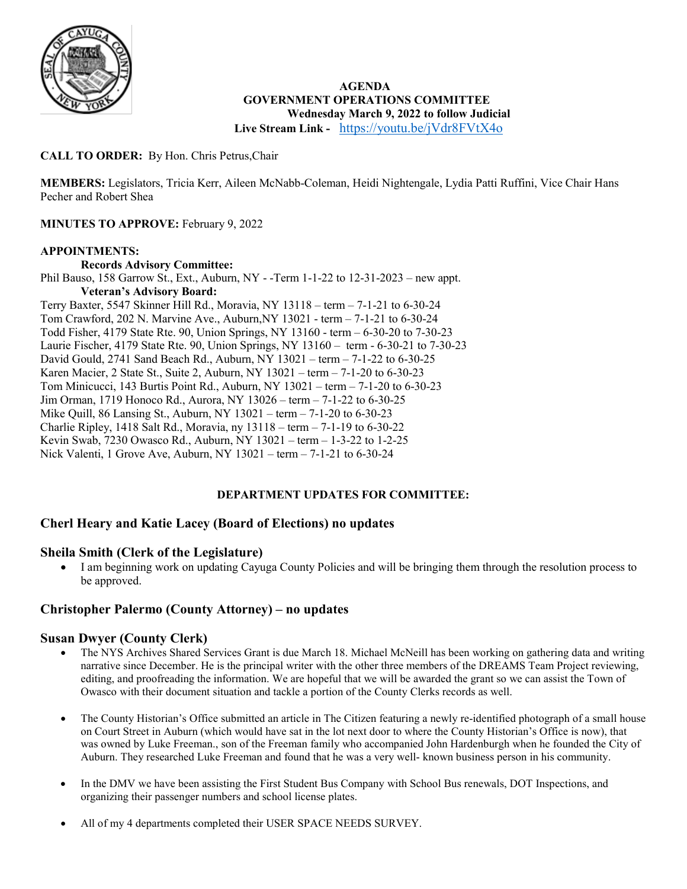**AGENDA**
**GOVERNMENT OPERATIONS COMMITTEE**
**Wednesday March 9, 2022 to follow Judicial**
**Live Stream Link -** https://youtu.be/jVdr8FVtX4o

**CALL TO ORDER:** By Hon. Chris Petrus,Chair

**MEMBERS:** Legislators, Tricia Kerr, Aileen McNabb-Coleman, Heidi Nightengale, Lydia Patti Ruffini, Vice Chair Hans Pecher and Robert Shea

**MINUTES TO APPROVE:** February 9, 2022

**APPOINTMENTS:**

**Records Advisory Committee:**

Phil Bauso, 158 Garrow St., Ext., Auburn, NY - -Term 1-1-22 to 12-31-2023 – new appt.

**Veteran's Advisory Board:**

Terry Baxter, 5547 Skinner Hill Rd., Moravia, NY 13118 – term – 7-1-21 to 6-30-24
Tom Crawford, 202 N. Marvine Ave., Auburn,NY 13021 - term – 7-1-21 to 6-30-24
Todd Fisher, 4179 State Rte. 90, Union Springs, NY 13160 - term – 6-30-20 to 7-30-23
Laurie Fischer, 4179 State Rte. 90, Union Springs, NY 13160 – term - 6-30-21 to 7-30-23
David Gould, 2741 Sand Beach Rd., Auburn, NY 13021 – term – 7-1-22 to 6-30-25
Karen Macier, 2 State St., Suite 2, Auburn, NY 13021 – term – 7-1-20 to 6-30-23
Tom Minicucci, 143 Burtis Point Rd., Auburn, NY 13021 – term – 7-1-20 to 6-30-23
Jim Orman, 1719 Honoco Rd., Aurora, NY 13026 – term – 7-1-22 to 6-30-25
Mike Quill, 86 Lansing St., Auburn, NY 13021 – term – 7-1-20 to 6-30-23
Charlie Ripley, 1418 Salt Rd., Moravia, ny 13118 – term – 7-1-19 to 6-30-22
Kevin Swab, 7230 Owasco Rd., Auburn, NY 13021 – term – 1-3-22 to 1-2-25
Nick Valenti, 1 Grove Ave, Auburn, NY 13021 – term – 7-1-21 to 6-30-24

**DEPARTMENT UPDATES FOR COMMITTEE:**

## Cherl Heary and Katie Lacey (Board of Elections) no updates

## Sheila Smith (Clerk of the Legislature)

- I am beginning work on updating Cayuga County Policies and will be bringing them through the resolution process to be approved.

## Christopher Palermo (County Attorney) – no updates

## Susan Dwyer (County Clerk)

- The NYS Archives Shared Services Grant is due March 18. Michael McNeill has been working on gathering data and writing narrative since December. He is the principal writer with the other three members of the DREAMS Team Project reviewing, editing, and proofreading the information. We are hopeful that we will be awarded the grant so we can assist the Town of Owasco with their document situation and tackle a portion of the County Clerks records as well.

- The County Historian's Office submitted an article in The Citizen featuring a newly re-identified photograph of a small house on Court Street in Auburn (which would have sat in the lot next door to where the County Historian's Office is now), that was owned by Luke Freeman., son of the Freeman family who accompanied John Hardenburgh when he founded the City of Auburn. They researched Luke Freeman and found that he was a very well- known business person in his community.

- In the DMV we have been assisting the First Student Bus Company with School Bus renewals, DOT Inspections, and organizing their passenger numbers and school license plates.

- All of my 4 departments completed their USER SPACE NEEDS SURVEY.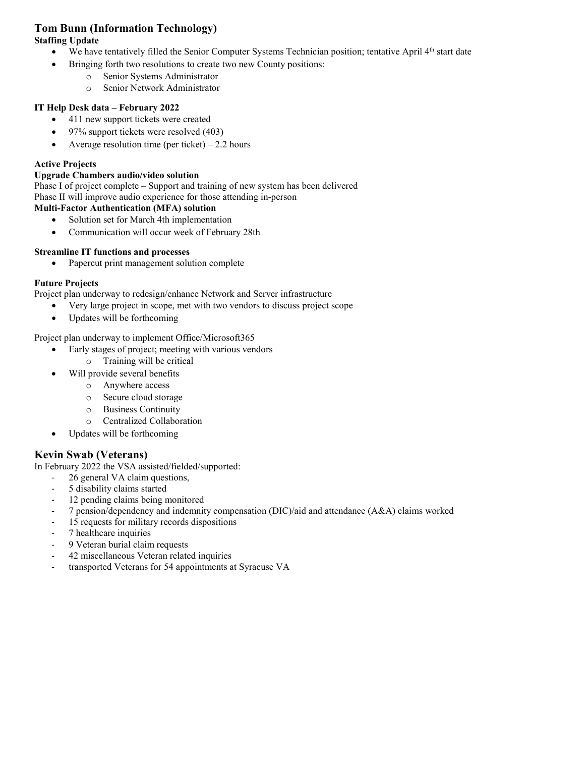## Tom Bunn (Information Technology)

**Staffing Update**

- We have tentatively filled the Senior Computer Systems Technician position; tentative April 4th start date
- Bringing forth two resolutions to create two new County positions:
  - Senior Systems Administrator
  - Senior Network Administrator

**IT Help Desk data – February 2022**

- 411 new support tickets were created
- 97% support tickets were resolved (403)
- Average resolution time (per ticket) – 2.2 hours

**Active Projects**

**Upgrade Chambers audio/video solution**

Phase I of project complete – Support and training of new system has been delivered
Phase II will improve audio experience for those attending in-person

**Multi-Factor Authentication (MFA) solution**

- Solution set for March 4th implementation
- Communication will occur week of February 28th

**Streamline IT functions and processes**

- Papercut print management solution complete

**Future Projects**

Project plan underway to redesign/enhance Network and Server infrastructure

- Very large project in scope, met with two vendors to discuss project scope
- Updates will be forthcoming

Project plan underway to implement Office/Microsoft365

- Early stages of project; meeting with various vendors
  - Training will be critical
- Will provide several benefits
  - Anywhere access
  - Secure cloud storage
  - Business Continuity
  - Centralized Collaboration
- Updates will be forthcoming

## Kevin Swab (Veterans)

In February 2022 the VSA assisted/fielded/supported:

- 26 general VA claim questions,
- 5 disability claims started
- 12 pending claims being monitored
- 7 pension/dependency and indemnity compensation (DIC)/aid and attendance (A&A) claims worked
- 15 requests for military records dispositions
- 7 healthcare inquiries
- 9 Veteran burial claim requests
- 42 miscellaneous Veteran related inquiries
- transported Veterans for 54 appointments at Syracuse VA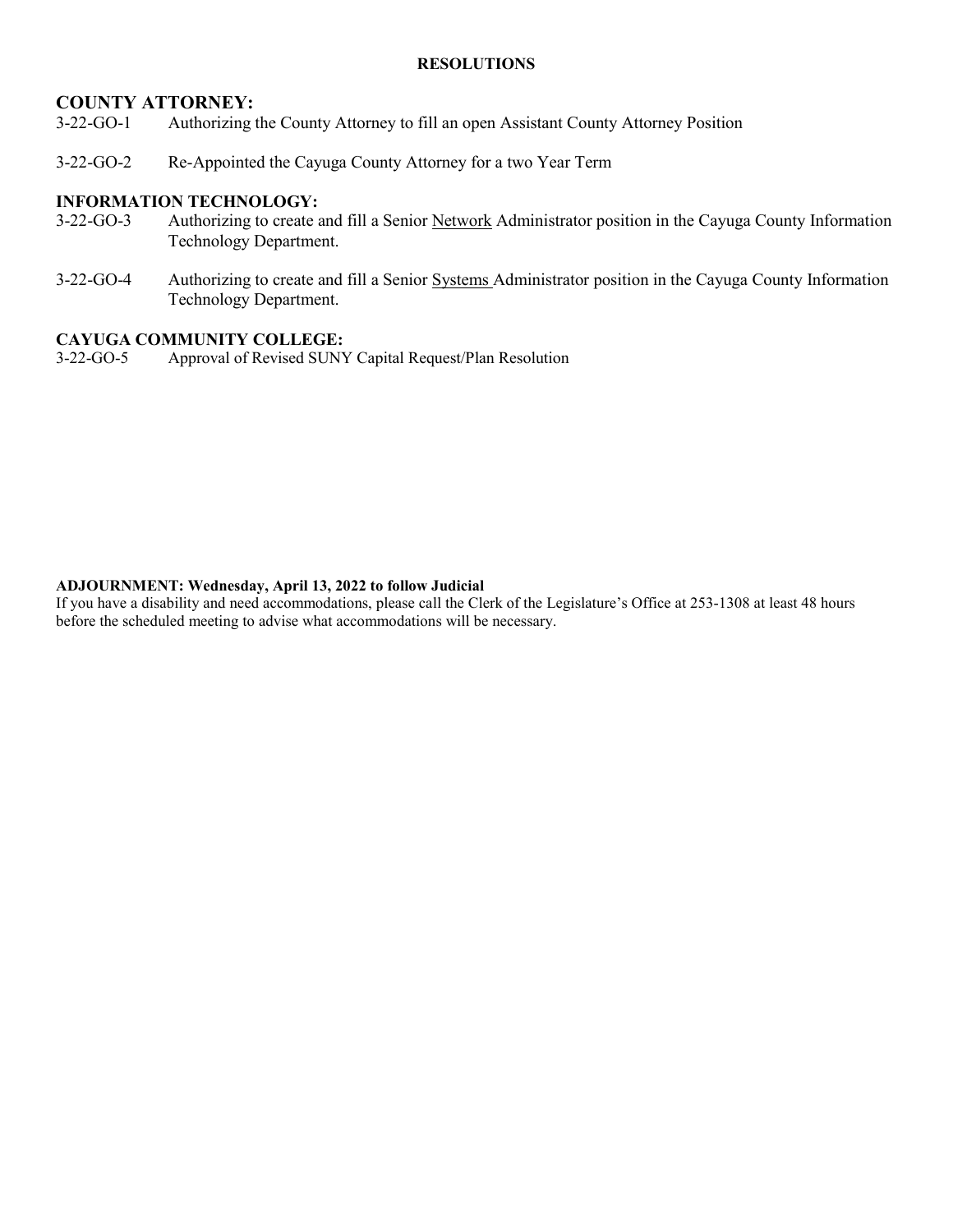**RESOLUTIONS**

## COUNTY ATTORNEY:

3-22-GO-1 Authorizing the County Attorney to fill an open Assistant County Attorney Position

3-22-GO-2 Re-Appointed the Cayuga County Attorney for a two Year Term

## INFORMATION TECHNOLOGY:

3-22-GO-3 Authorizing to create and fill a Senior Network Administrator position in the Cayuga County Information Technology Department.

3-22-GO-4 Authorizing to create and fill a Senior Systems Administrator position in the Cayuga County Information Technology Department.

## CAYUGA COMMUNITY COLLEGE:

3-22-GO-5 Approval of Revised SUNY Capital Request/Plan Resolution

**ADJOURNMENT: Wednesday, April 13, 2022 to follow Judicial**

If you have a disability and need accommodations, please call the Clerk of the Legislature's Office at 253-1308 at least 48 hours before the scheduled meeting to advise what accommodations will be necessary.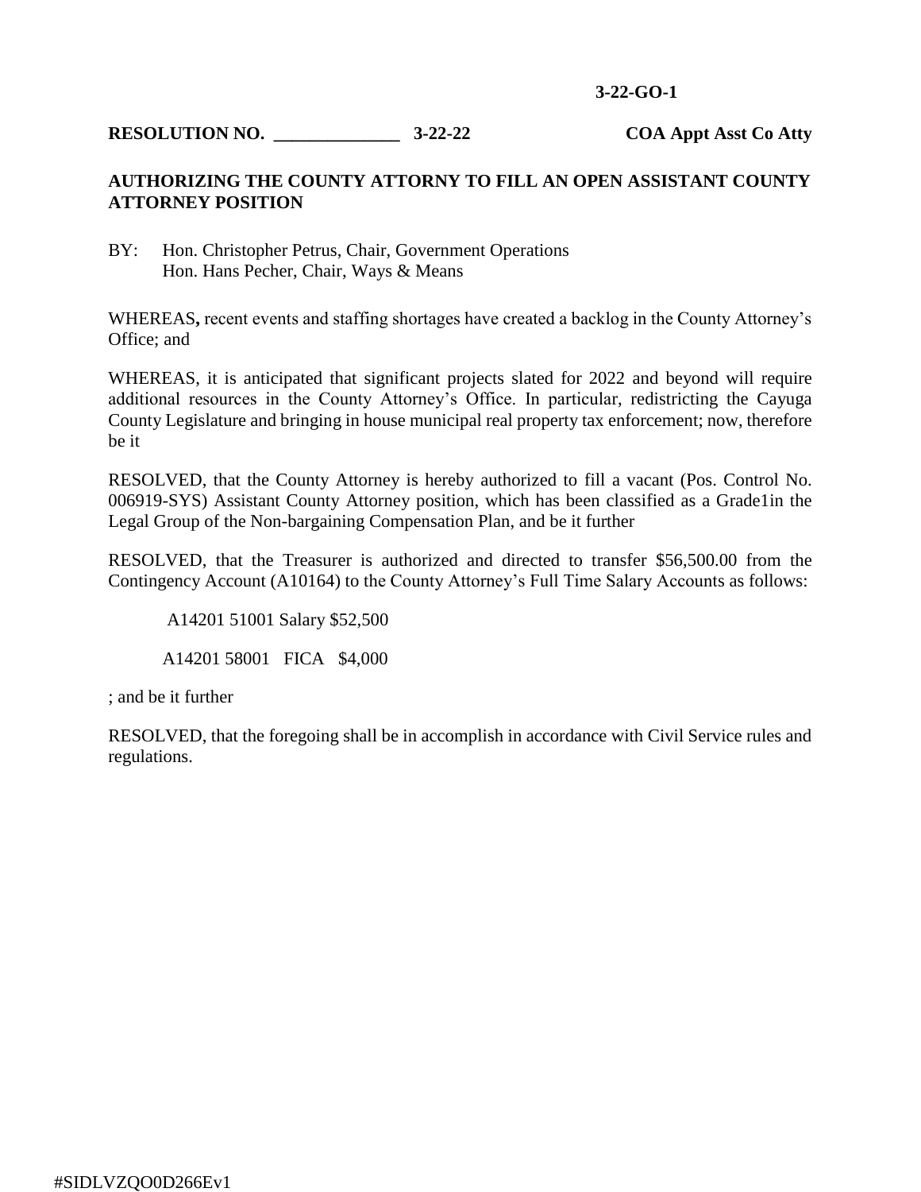**3-22-GO-1**

**RESOLUTION NO. _____________ 3-22-22 COA Appt Asst Co Atty**

**AUTHORIZING THE COUNTY ATTORNY TO FILL AN OPEN ASSISTANT COUNTY ATTORNEY POSITION**

BY: Hon. Christopher Petrus, Chair, Government Operations
Hon. Hans Pecher, Chair, Ways & Means

WHEREAS**,** recent events and staffing shortages have created a backlog in the County Attorney's Office; and

WHEREAS, it is anticipated that significant projects slated for 2022 and beyond will require additional resources in the County Attorney's Office. In particular, redistricting the Cayuga County Legislature and bringing in house municipal real property tax enforcement; now, therefore be it

RESOLVED, that the County Attorney is hereby authorized to fill a vacant (Pos. Control No. 006919-SYS) Assistant County Attorney position, which has been classified as a Grade1in the Legal Group of the Non-bargaining Compensation Plan, and be it further

RESOLVED, that the Treasurer is authorized and directed to transfer $56,500.00 from the Contingency Account (A10164) to the County Attorney's Full Time Salary Accounts as follows:

A14201 51001 Salary $52,500

A14201 58001 FICA $4,000

; and be it further

RESOLVED, that the foregoing shall be in accomplish in accordance with Civil Service rules and regulations.

#SIDLVZQO0D266Ev1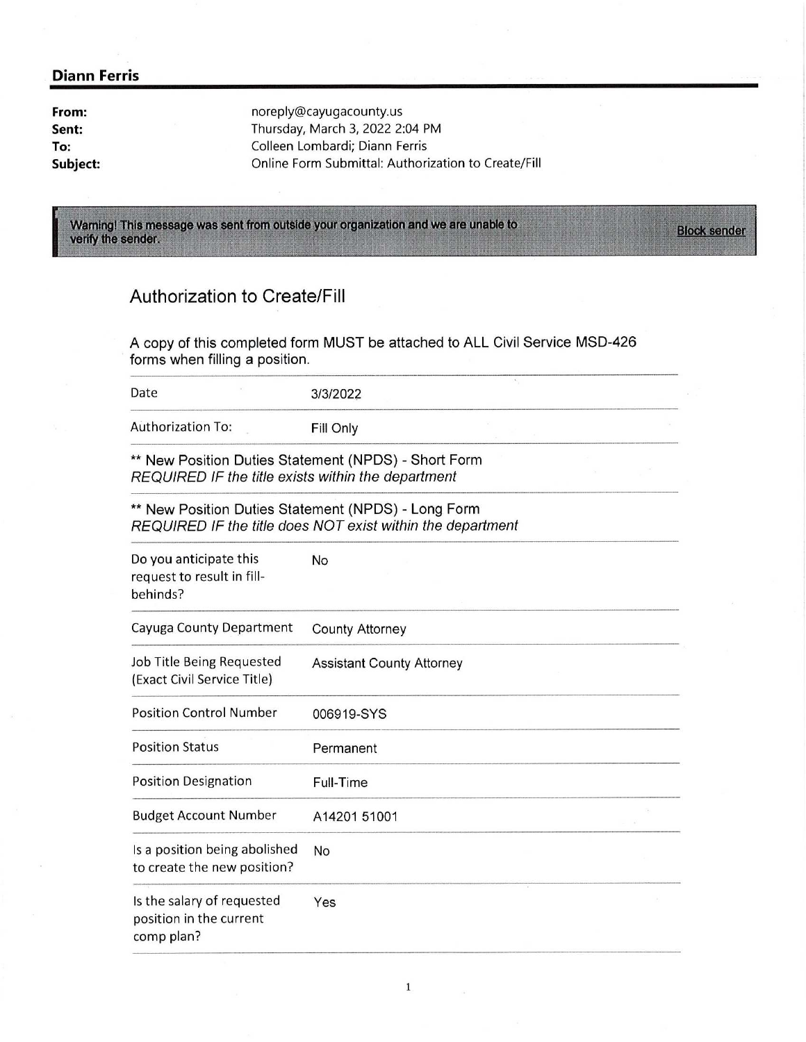**Diann Ferris**

| | |
|---|---|
| **From:** | noreply@cayugacounty.us |
| **Sent:** | Thursday, March 3, 2022 2:04 PM |
| **To:** | Colleen Lombardi; Diann Ferris |
| **Subject:** | Online Form Submittal: Authorization to Create/Fill |

**Warning! This message was sent from outside your organization and we are unable to verify the sender.** Block sender

## Authorization to Create/Fill

A copy of this completed form MUST be attached to ALL Civil Service MSD-426 forms when filling a position.

| | |
|---|---|
| Date | 3/3/2022 |
| Authorization To: | Fill Only |
| ** New Position Duties Statement (NPDS) - Short Form *REQUIRED IF the title exists within the department* | |
| ** New Position Duties Statement (NPDS) - Long Form *REQUIRED IF the title does NOT exist within the department* | |
| Do you anticipate this request to result in fill-behinds? | No |
| Cayuga County Department | County Attorney |
| Job Title Being Requested (Exact Civil Service Title) | Assistant County Attorney |
| Position Control Number | 006919-SYS |
| Position Status | Permanent |
| Position Designation | Full-Time |
| Budget Account Number | A14201 51001 |
| Is a position being abolished to create the new position? | No |
| Is the salary of requested position in the current comp plan? | Yes |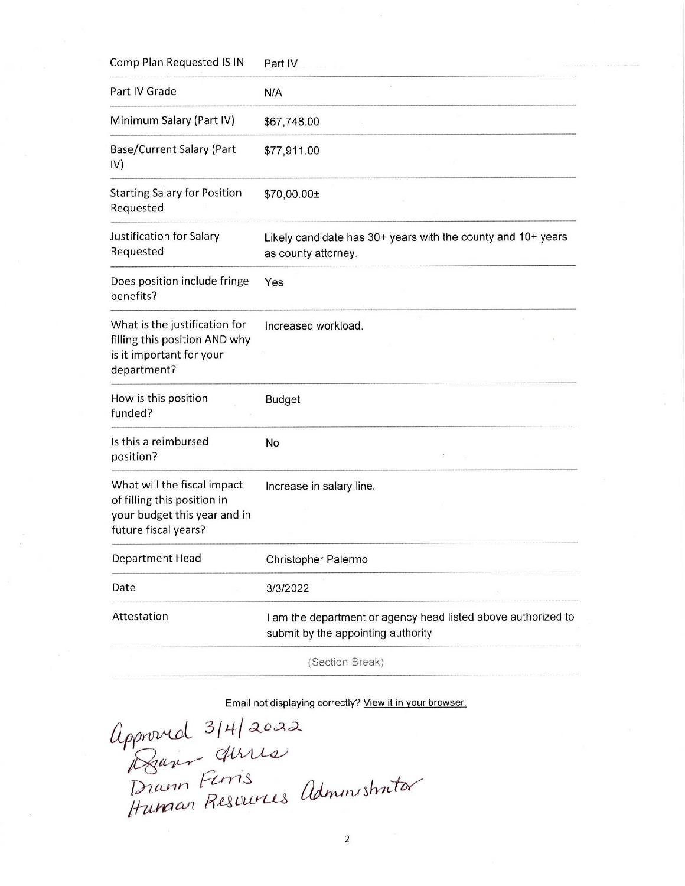| | |
|---|---|
| Comp Plan Requested IS IN | Part IV |
| Part IV Grade | N/A |
| Minimum Salary (Part IV) | $67,748.00 |
| Base/Current Salary (Part IV) | $77,911.00 |
| Starting Salary for Position Requested | $70,00.00± |
| Justification for Salary Requested | Likely candidate has 30+ years with the county and 10+ years as county attorney. |
| Does position include fringe benefits? | Yes |
| What is the justification for filling this position AND why is it important for your department? | Increased workload. |
| How is this position funded? | Budget |
| Is this a reimbursed position? | No |
| What will the fiscal impact of filling this position in your budget this year and in future fiscal years? | Increase in salary line. |
| Department Head | Christopher Palermo |
| Date | 3/3/2022 |
| Attestation | I am the department or agency head listed above authorized to submit by the appointing authority |

(Section Break)

Email not displaying correctly? View it in your browser.

Approved 3/4/2022
[signature]
Diann Ferris
Human Resources Administrator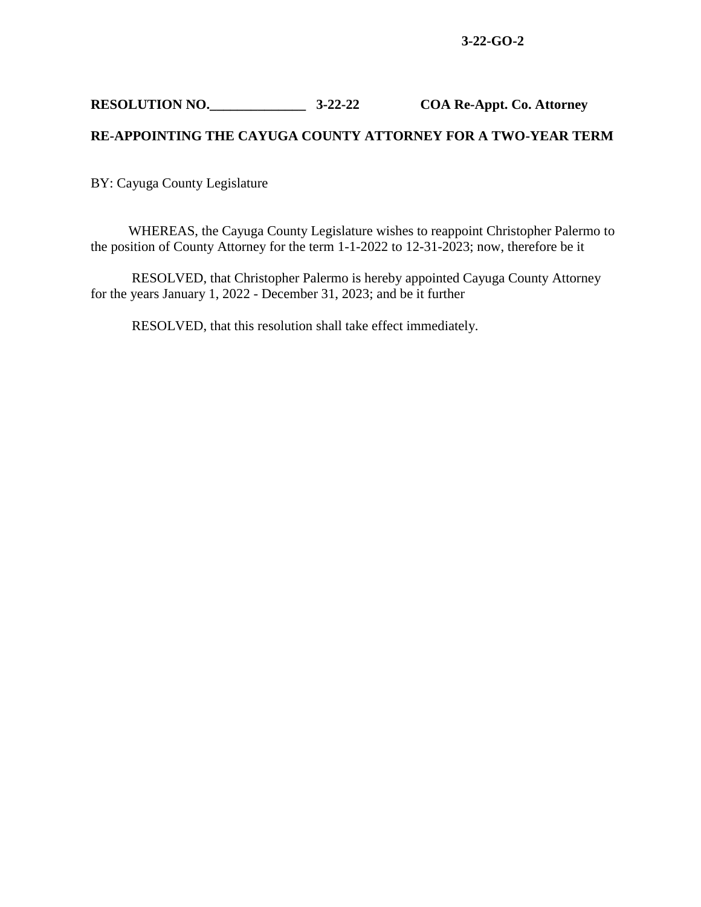**3-22-GO-2**

**RESOLUTION NO.______________ 3-22-22 COA Re-Appt. Co. Attorney**

**RE-APPOINTING THE CAYUGA COUNTY ATTORNEY FOR A TWO-YEAR TERM**

BY: Cayuga County Legislature

WHEREAS, the Cayuga County Legislature wishes to reappoint Christopher Palermo to the position of County Attorney for the term 1-1-2022 to 12-31-2023; now, therefore be it

RESOLVED, that Christopher Palermo is hereby appointed Cayuga County Attorney for the years January 1, 2022 - December 31, 2023; and be it further

RESOLVED, that this resolution shall take effect immediately.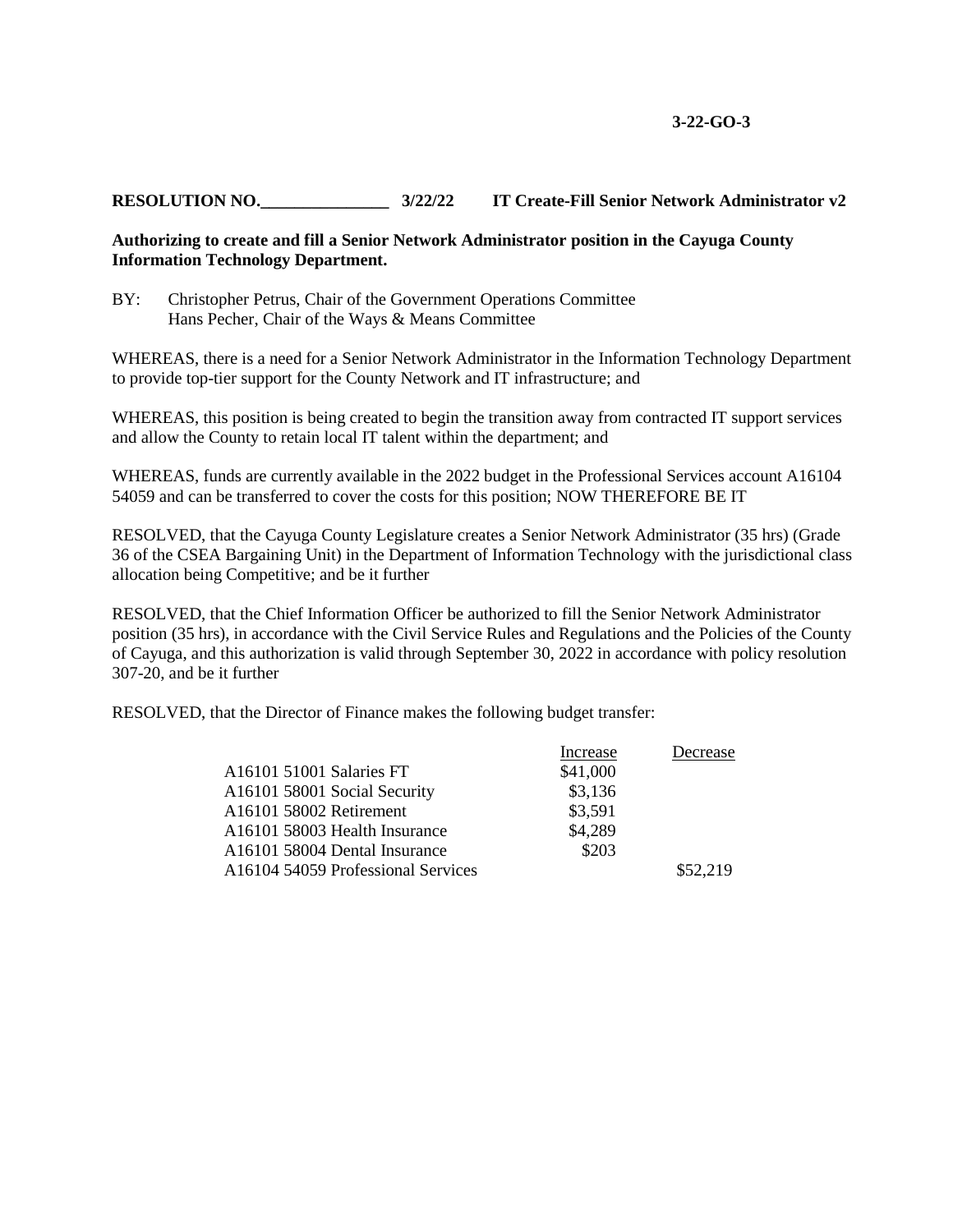**3-22-GO-3**

**RESOLUTION NO.\_\_\_\_\_\_\_\_\_\_\_\_\_\_\_ 3/22/22 IT Create-Fill Senior Network Administrator v2**

**Authorizing to create and fill a Senior Network Administrator position in the Cayuga County Information Technology Department.**

BY: Christopher Petrus, Chair of the Government Operations Committee
Hans Pecher, Chair of the Ways & Means Committee

WHEREAS, there is a need for a Senior Network Administrator in the Information Technology Department to provide top-tier support for the County Network and IT infrastructure; and

WHEREAS, this position is being created to begin the transition away from contracted IT support services and allow the County to retain local IT talent within the department; and

WHEREAS, funds are currently available in the 2022 budget in the Professional Services account A16104 54059 and can be transferred to cover the costs for this position; NOW THEREFORE BE IT

RESOLVED, that the Cayuga County Legislature creates a Senior Network Administrator (35 hrs) (Grade 36 of the CSEA Bargaining Unit) in the Department of Information Technology with the jurisdictional class allocation being Competitive; and be it further

RESOLVED, that the Chief Information Officer be authorized to fill the Senior Network Administrator position (35 hrs), in accordance with the Civil Service Rules and Regulations and the Policies of the County of Cayuga, and this authorization is valid through September 30, 2022 in accordance with policy resolution 307-20, and be it further

RESOLVED, that the Director of Finance makes the following budget transfer:

| | Increase | Decrease |
|---|---|---|
| A16101 51001 Salaries FT | $41,000 | |
| A16101 58001 Social Security | $3,136 | |
| A16101 58002 Retirement | $3,591 | |
| A16101 58003 Health Insurance | $4,289 | |
| A16101 58004 Dental Insurance | $203 | |
| A16104 54059 Professional Services | | $52,219 |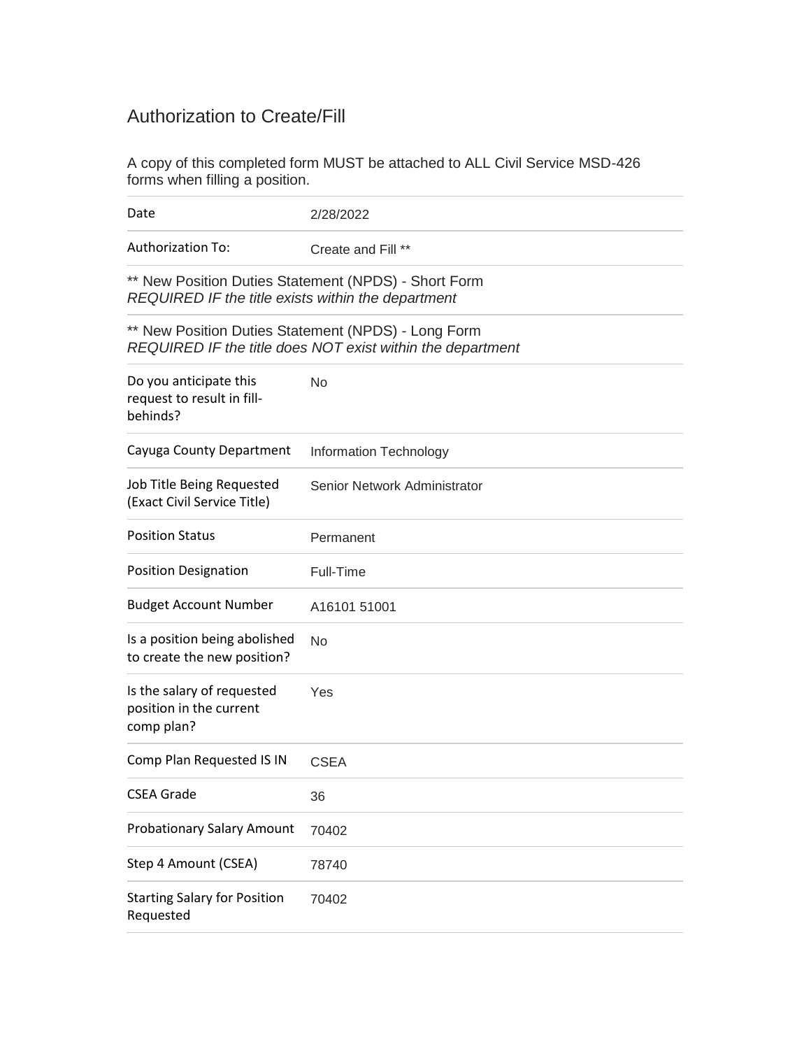# Authorization to Create/Fill

A copy of this completed form MUST be attached to ALL Civil Service MSD-426 forms when filling a position.

| | |
|---|---|
| Date | 2/28/2022 |
| Authorization To: | Create and Fill ** |

** New Position Duties Statement (NPDS) - Short Form
*REQUIRED IF the title exists within the department*

** New Position Duties Statement (NPDS) - Long Form
*REQUIRED IF the title does NOT exist within the department*

| | |
|---|---|
| Do you anticipate this request to result in fill-behinds? | No |
| Cayuga County Department | Information Technology |
| Job Title Being Requested (Exact Civil Service Title) | Senior Network Administrator |
| Position Status | Permanent |
| Position Designation | Full-Time |
| Budget Account Number | A16101 51001 |
| Is a position being abolished to create the new position? | No |
| Is the salary of requested position in the current comp plan? | Yes |
| Comp Plan Requested IS IN | CSEA |
| CSEA Grade | 36 |
| Probationary Salary Amount | 70402 |
| Step 4 Amount (CSEA) | 78740 |
| Starting Salary for Position Requested | 70402 |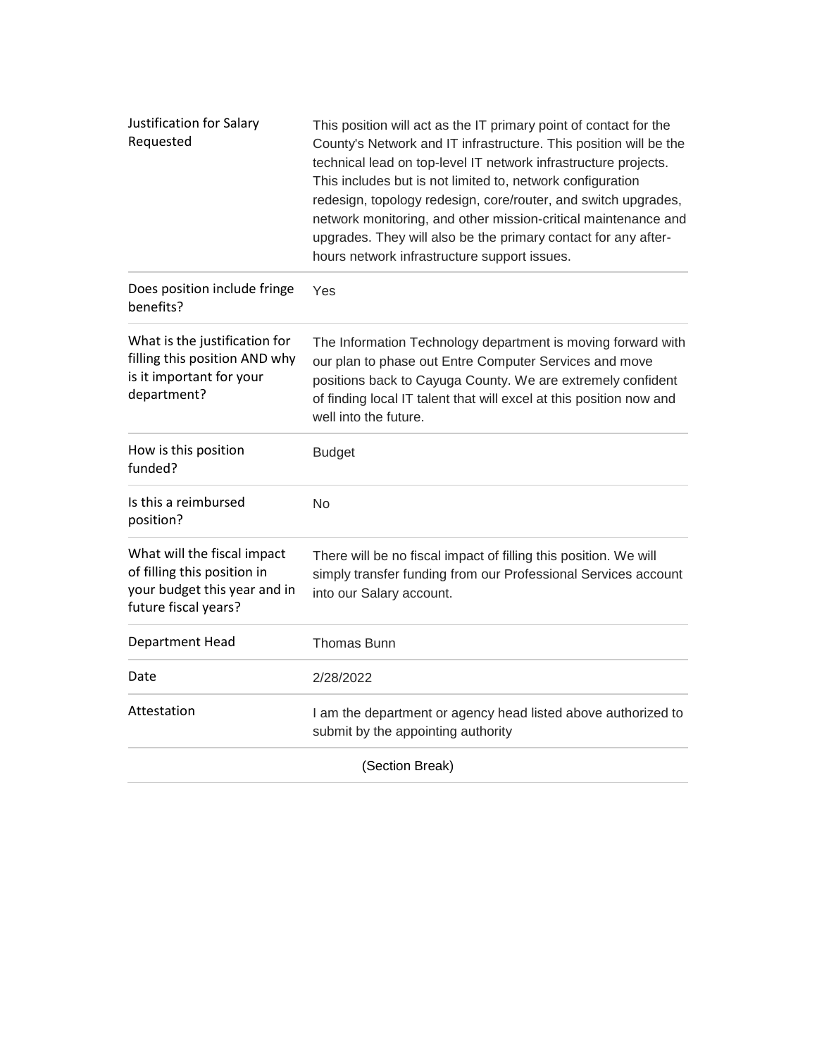| | |
|---|---|
| Justification for Salary Requested | This position will act as the IT primary point of contact for the County's Network and IT infrastructure. This position will be the technical lead on top-level IT network infrastructure projects. This includes but is not limited to, network configuration redesign, topology redesign, core/router, and switch upgrades, network monitoring, and other mission-critical maintenance and upgrades. They will also be the primary contact for any after-hours network infrastructure support issues. |
| Does position include fringe benefits? | Yes |
| What is the justification for filling this position AND why is it important for your department? | The Information Technology department is moving forward with our plan to phase out Entre Computer Services and move positions back to Cayuga County. We are extremely confident of finding local IT talent that will excel at this position now and well into the future. |
| How is this position funded? | Budget |
| Is this a reimbursed position? | No |
| What will the fiscal impact of filling this position in your budget this year and in future fiscal years? | There will be no fiscal impact of filling this position. We will simply transfer funding from our Professional Services account into our Salary account. |
| Department Head | Thomas Bunn |
| Date | 2/28/2022 |
| Attestation | I am the department or agency head listed above authorized to submit by the appointing authority |

(Section Break)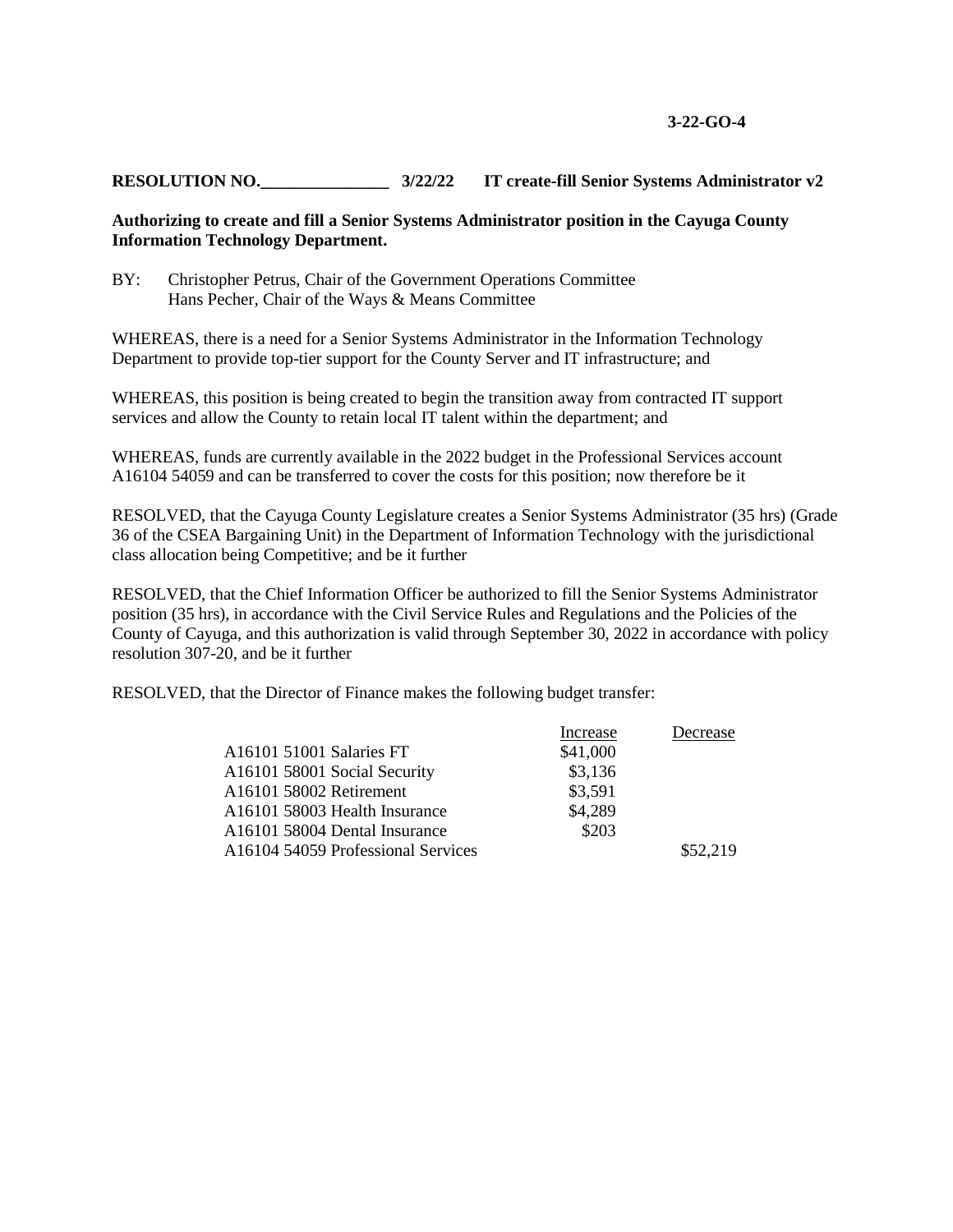**3-22-GO-4**

**RESOLUTION NO.\_\_\_\_\_\_\_\_\_\_\_\_\_\_\_ 3/22/22 IT create-fill Senior Systems Administrator v2**

**Authorizing to create and fill a Senior Systems Administrator position in the Cayuga County Information Technology Department.**

BY: Christopher Petrus, Chair of the Government Operations Committee
Hans Pecher, Chair of the Ways & Means Committee

WHEREAS, there is a need for a Senior Systems Administrator in the Information Technology Department to provide top-tier support for the County Server and IT infrastructure; and

WHEREAS, this position is being created to begin the transition away from contracted IT support services and allow the County to retain local IT talent within the department; and

WHEREAS, funds are currently available in the 2022 budget in the Professional Services account A16104 54059 and can be transferred to cover the costs for this position; now therefore be it

RESOLVED, that the Cayuga County Legislature creates a Senior Systems Administrator (35 hrs) (Grade 36 of the CSEA Bargaining Unit) in the Department of Information Technology with the jurisdictional class allocation being Competitive; and be it further

RESOLVED, that the Chief Information Officer be authorized to fill the Senior Systems Administrator position (35 hrs), in accordance with the Civil Service Rules and Regulations and the Policies of the County of Cayuga, and this authorization is valid through September 30, 2022 in accordance with policy resolution 307-20, and be it further

RESOLVED, that the Director of Finance makes the following budget transfer:

| | Increase | Decrease |
|---|---|---|
| A16101 51001 Salaries FT | \$41,000 | |
| A16101 58001 Social Security | \$3,136 | |
| A16101 58002 Retirement | \$3,591 | |
| A16101 58003 Health Insurance | \$4,289 | |
| A16101 58004 Dental Insurance | \$203 | |
| A16104 54059 Professional Services | | \$52,219 |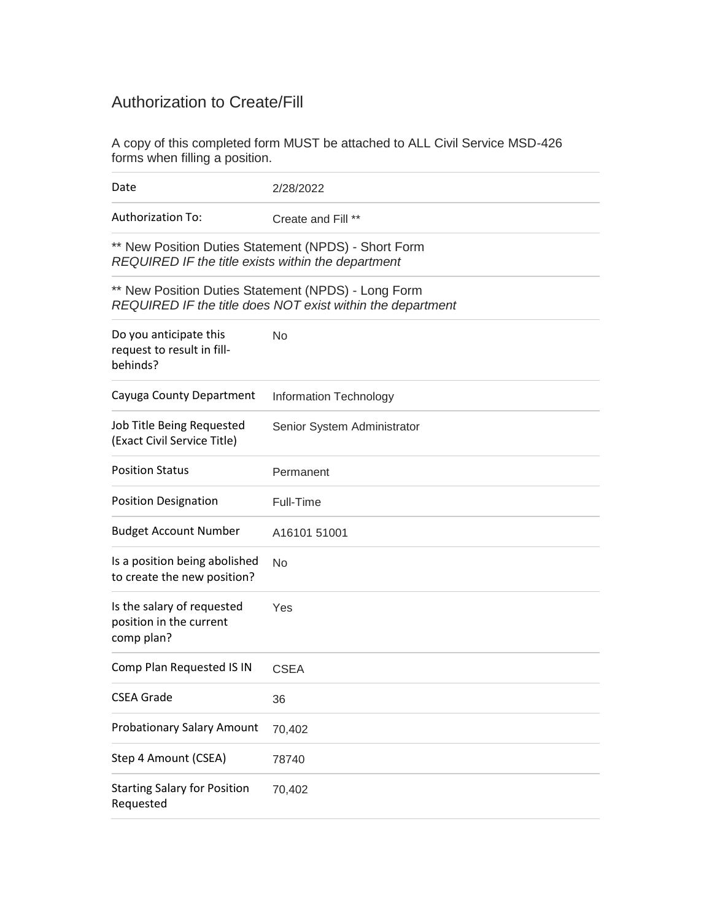# Authorization to Create/Fill

A copy of this completed form MUST be attached to ALL Civil Service MSD-426 forms when filling a position.

| | |
|---|---|
| Date | 2/28/2022 |
| Authorization To: | Create and Fill ** |

** New Position Duties Statement (NPDS) - Short Form
*REQUIRED IF the title exists within the department*

** New Position Duties Statement (NPDS) - Long Form
*REQUIRED IF the title does NOT exist within the department*

| | |
|---|---|
| Do you anticipate this request to result in fill-behinds? | No |
| Cayuga County Department | Information Technology |
| Job Title Being Requested (Exact Civil Service Title) | Senior System Administrator |
| Position Status | Permanent |
| Position Designation | Full-Time |
| Budget Account Number | A16101 51001 |
| Is a position being abolished to create the new position? | No |
| Is the salary of requested position in the current comp plan? | Yes |
| Comp Plan Requested IS IN | CSEA |
| CSEA Grade | 36 |
| Probationary Salary Amount | 70,402 |
| Step 4 Amount (CSEA) | 78740 |
| Starting Salary for Position Requested | 70,402 |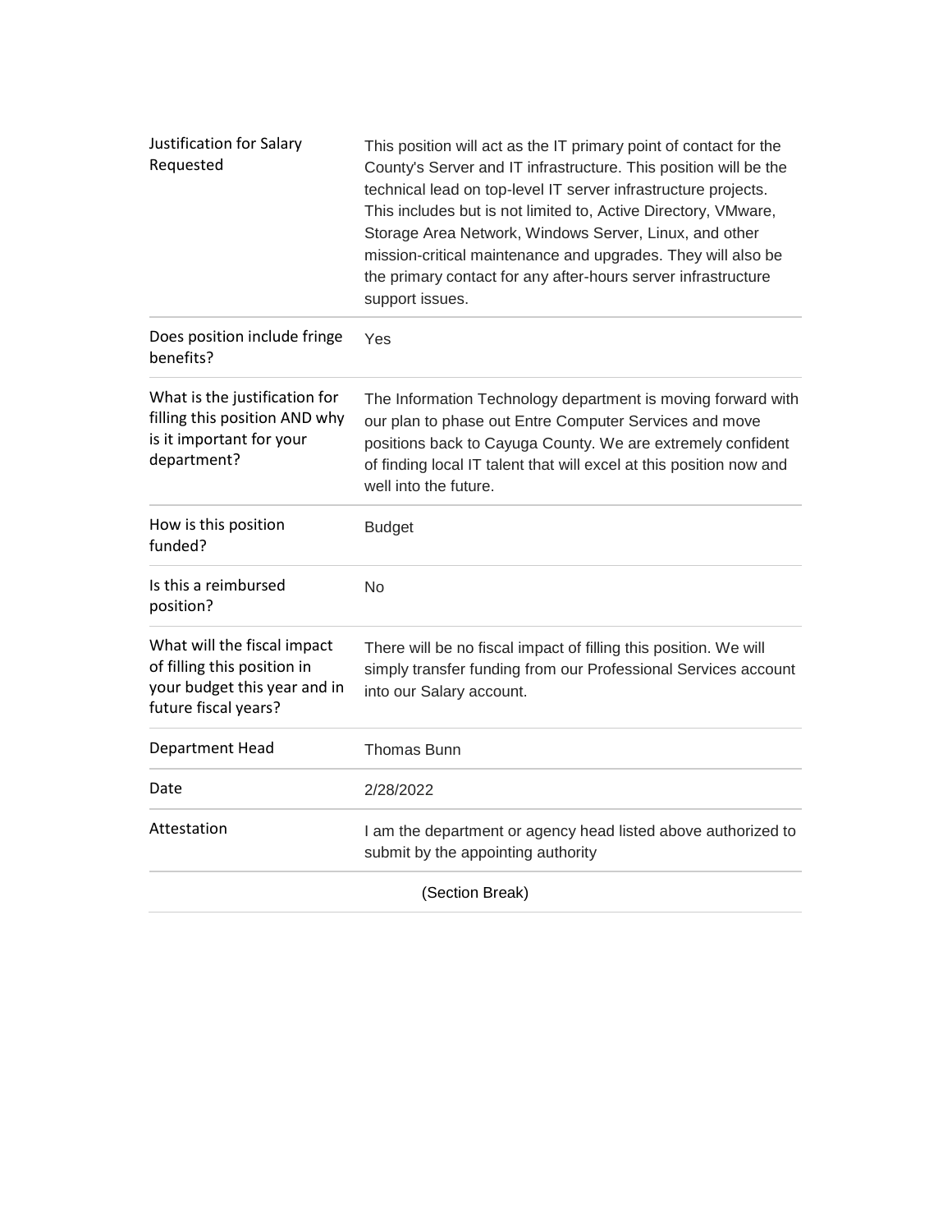| | |
|---|---|
| Justification for Salary Requested | This position will act as the IT primary point of contact for the County's Server and IT infrastructure. This position will be the technical lead on top-level IT server infrastructure projects. This includes but is not limited to, Active Directory, VMware, Storage Area Network, Windows Server, Linux, and other mission-critical maintenance and upgrades. They will also be the primary contact for any after-hours server infrastructure support issues. |
| Does position include fringe benefits? | Yes |
| What is the justification for filling this position AND why is it important for your department? | The Information Technology department is moving forward with our plan to phase out Entre Computer Services and move positions back to Cayuga County. We are extremely confident of finding local IT talent that will excel at this position now and well into the future. |
| How is this position funded? | Budget |
| Is this a reimbursed position? | No |
| What will the fiscal impact of filling this position in your budget this year and in future fiscal years? | There will be no fiscal impact of filling this position. We will simply transfer funding from our Professional Services account into our Salary account. |
| Department Head | Thomas Bunn |
| Date | 2/28/2022 |
| Attestation | I am the department or agency head listed above authorized to submit by the appointing authority |

(Section Break)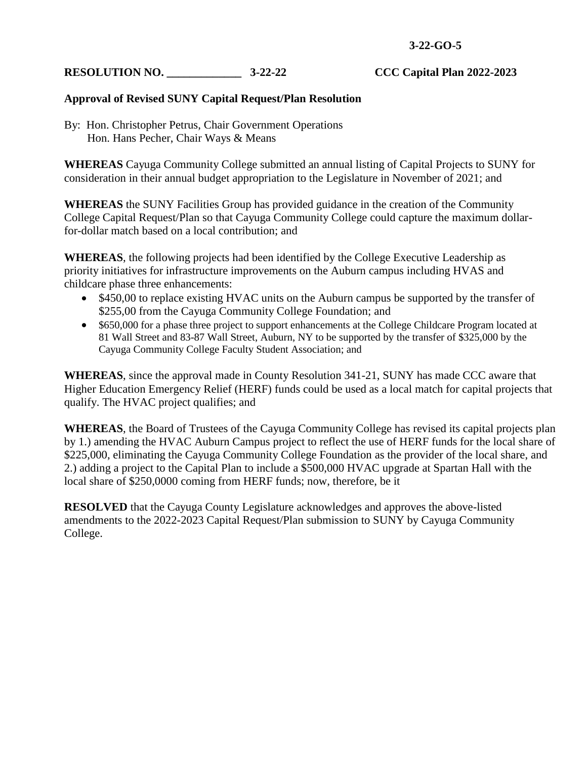**3-22-GO-5**

**RESOLUTION NO. \_\_\_\_\_\_\_\_\_\_\_\_\_ 3-22-22 CCC Capital Plan 2022-2023**

**Approval of Revised SUNY Capital Request/Plan Resolution**

By: Hon. Christopher Petrus, Chair Government Operations
Hon. Hans Pecher, Chair Ways & Means

**WHEREAS** Cayuga Community College submitted an annual listing of Capital Projects to SUNY for consideration in their annual budget appropriation to the Legislature in November of 2021; and

**WHEREAS** the SUNY Facilities Group has provided guidance in the creation of the Community College Capital Request/Plan so that Cayuga Community College could capture the maximum dollar-for-dollar match based on a local contribution; and

**WHEREAS**, the following projects had been identified by the College Executive Leadership as priority initiatives for infrastructure improvements on the Auburn campus including HVAS and childcare phase three enhancements:

- $450,00 to replace existing HVAC units on the Auburn campus be supported by the transfer of $255,00 from the Cayuga Community College Foundation; and
- $650,000 for a phase three project to support enhancements at the College Childcare Program located at 81 Wall Street and 83-87 Wall Street, Auburn, NY to be supported by the transfer of $325,000 by the Cayuga Community College Faculty Student Association; and

**WHEREAS**, since the approval made in County Resolution 341-21, SUNY has made CCC aware that Higher Education Emergency Relief (HERF) funds could be used as a local match for capital projects that qualify. The HVAC project qualifies; and

**WHEREAS**, the Board of Trustees of the Cayuga Community College has revised its capital projects plan by 1.) amending the HVAC Auburn Campus project to reflect the use of HERF funds for the local share of $225,000, eliminating the Cayuga Community College Foundation as the provider of the local share, and 2.) adding a project to the Capital Plan to include a $500,000 HVAC upgrade at Spartan Hall with the local share of $250,0000 coming from HERF funds; now, therefore, be it

**RESOLVED** that the Cayuga County Legislature acknowledges and approves the above-listed amendments to the 2022-2023 Capital Request/Plan submission to SUNY by Cayuga Community College.